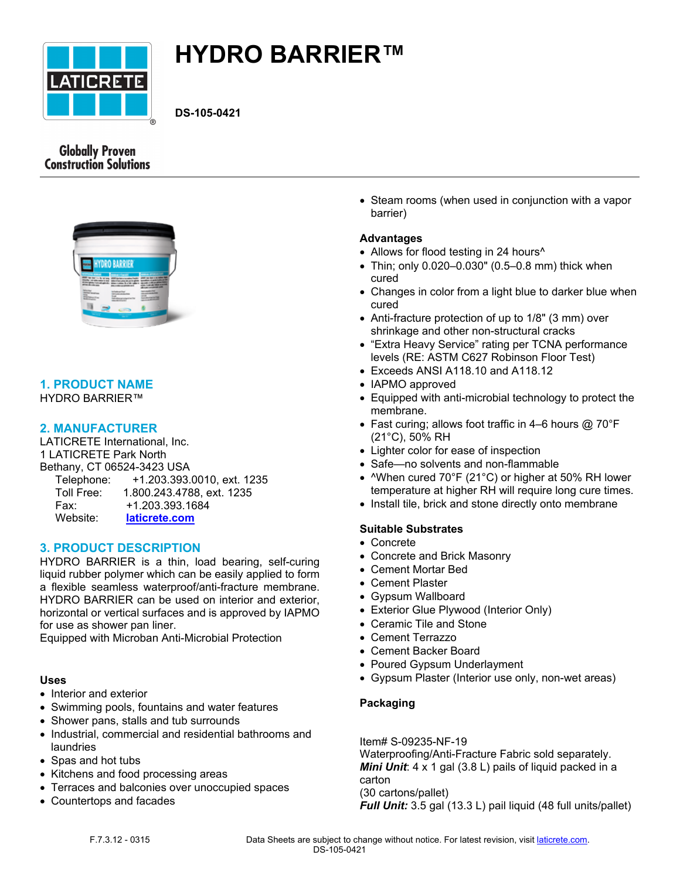# HYDRO BARRIER™

**DS-105-0421**

Globally Proven Construction Solutions

## 1. PRODUCT NAME

HYDRO BARRIER™

## 2. MANUFACTURER

LATICRETE International, Inc.
1 LATICRETE Park North
Bethany, CT 06524-3423 USA

Telephone: +1.203.393.0010, ext. 1235
Toll Free: 1.800.243.4788, ext. 1235
Fax: +1.203.393.1684
Website: laticrete.com

## 3. PRODUCT DESCRIPTION

HYDRO BARRIER is a thin, load bearing, self-curing liquid rubber polymer which can be easily applied to form a flexible seamless waterproof/anti-fracture membrane. HYDRO BARRIER can be used on interior and exterior, horizontal or vertical surfaces and is approved by IAPMO for use as shower pan liner.
Equipped with Microban Anti-Microbial Protection

### Uses

- Interior and exterior
- Swimming pools, fountains and water features
- Shower pans, stalls and tub surrounds
- Industrial, commercial and residential bathrooms and laundries
- Spas and hot tubs
- Kitchens and food processing areas
- Terraces and balconies over unoccupied spaces
- Countertops and facades
- Steam rooms (when used in conjunction with a vapor barrier)

### Advantages

- Allows for flood testing in 24 hours^
- Thin; only 0.020–0.030" (0.5–0.8 mm) thick when cured
- Changes in color from a light blue to darker blue when cured
- Anti-fracture protection of up to 1/8" (3 mm) over shrinkage and other non-structural cracks
- "Extra Heavy Service" rating per TCNA performance levels (RE: ASTM C627 Robinson Floor Test)
- Exceeds ANSI A118.10 and A118.12
- IAPMO approved
- Equipped with anti-microbial technology to protect the membrane.
- Fast curing; allows foot traffic in 4–6 hours @ 70°F (21°C), 50% RH
- Lighter color for ease of inspection
- Safe—no solvents and non-flammable
- ^When cured 70°F (21°C) or higher at 50% RH lower temperature at higher RH will require long cure times.
- Install tile, brick and stone directly onto membrane

### Suitable Substrates

- Concrete
- Concrete and Brick Masonry
- Cement Mortar Bed
- Cement Plaster
- Gypsum Wallboard
- Exterior Glue Plywood (Interior Only)
- Ceramic Tile and Stone
- Cement Terrazzo
- Cement Backer Board
- Poured Gypsum Underlayment
- Gypsum Plaster (Interior use only, non-wet areas)

### Packaging

Item# S-09235-NF-19
Waterproofing/Anti-Fracture Fabric sold separately.
***Mini Unit***: 4 x 1 gal (3.8 L) pails of liquid packed in a carton
(30 cartons/pallet)
***Full Unit:*** 3.5 gal (13.3 L) pail liquid (48 full units/pallet)

F.7.3.12 - 0315

Data Sheets are subject to change without notice. For latest revision, visit laticrete.com.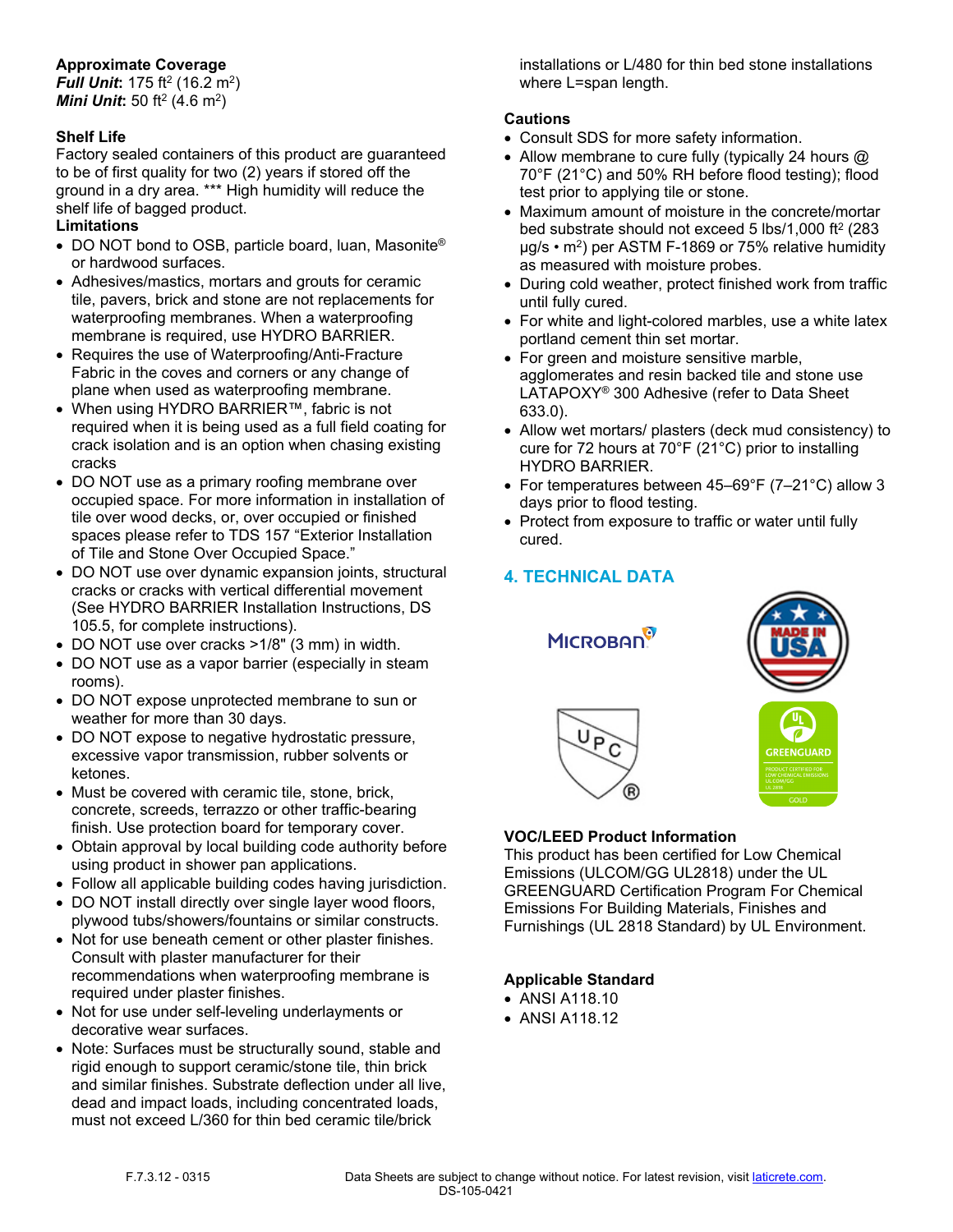**Approximate Coverage**
***Full Unit***: 175 ft$^2$ (16.2 m$^2$)
***Mini Unit***: 50 ft$^2$ (4.6 m$^2$)

**Shelf Life**
Factory sealed containers of this product are guaranteed to be of first quality for two (2) years if stored off the ground in a dry area. *** High humidity will reduce the shelf life of bagged product.

**Limitations**

- DO NOT bond to OSB, particle board, luan, Masonite® or hardwood surfaces.
- Adhesives/mastics, mortars and grouts for ceramic tile, pavers, brick and stone are not replacements for waterproofing membranes. When a waterproofing membrane is required, use HYDRO BARRIER.
- Requires the use of Waterproofing/Anti-Fracture Fabric in the coves and corners or any change of plane when used as waterproofing membrane.
- When using HYDRO BARRIER™, fabric is not required when it is being used as a full field coating for crack isolation and is an option when chasing existing cracks
- DO NOT use as a primary roofing membrane over occupied space. For more information in installation of tile over wood decks, or, over occupied or finished spaces please refer to TDS 157 "Exterior Installation of Tile and Stone Over Occupied Space."
- DO NOT use over dynamic expansion joints, structural cracks or cracks with vertical differential movement (See HYDRO BARRIER Installation Instructions, DS 105.5, for complete instructions).
- DO NOT use over cracks >1/8" (3 mm) in width.
- DO NOT use as a vapor barrier (especially in steam rooms).
- DO NOT expose unprotected membrane to sun or weather for more than 30 days.
- DO NOT expose to negative hydrostatic pressure, excessive vapor transmission, rubber solvents or ketones.
- Must be covered with ceramic tile, stone, brick, concrete, screeds, terrazzo or other traffic-bearing finish. Use protection board for temporary cover.
- Obtain approval by local building code authority before using product in shower pan applications.
- Follow all applicable building codes having jurisdiction.
- DO NOT install directly over single layer wood floors, plywood tubs/showers/fountains or similar constructs.
- Not for use beneath cement or other plaster finishes. Consult with plaster manufacturer for their recommendations when waterproofing membrane is required under plaster finishes.
- Not for use under self-leveling underlayments or decorative wear surfaces.
- Note: Surfaces must be structurally sound, stable and rigid enough to support ceramic/stone tile, thin brick and similar finishes. Substrate deflection under all live, dead and impact loads, including concentrated loads, must not exceed L/360 for thin bed ceramic tile/brick installations or L/480 for thin bed stone installations where L=span length.

**Cautions**

- Consult SDS for more safety information.
- Allow membrane to cure fully (typically 24 hours @ 70°F (21°C) and 50% RH before flood testing); flood test prior to applying tile or stone.
- Maximum amount of moisture in the concrete/mortar bed substrate should not exceed 5 lbs/1,000 ft$^2$ (283 µg/s • m$^2$) per ASTM F-1869 or 75% relative humidity as measured with moisture probes.
- During cold weather, protect finished work from traffic until fully cured.
- For white and light-colored marbles, use a white latex portland cement thin set mortar.
- For green and moisture sensitive marble, agglomerates and resin backed tile and stone use LATAPOXY® 300 Adhesive (refer to Data Sheet 633.0).
- Allow wet mortars/ plasters (deck mud consistency) to cure for 72 hours at 70°F (21°C) prior to installing HYDRO BARRIER.
- For temperatures between 45–69°F (7–21°C) allow 3 days prior to flood testing.
- Protect from exposure to traffic or water until fully cured.

## 4. TECHNICAL DATA

**VOC/LEED Product Information**
This product has been certified for Low Chemical Emissions (ULCOM/GG UL2818) under the UL GREENGUARD Certification Program For Chemical Emissions For Building Materials, Finishes and Furnishings (UL 2818 Standard) by UL Environment.

**Applicable Standard**

- ANSI A118.10
- ANSI A118.12

F.7.3.12 - 0315

Data Sheets are subject to change without notice. For latest revision, visit laticrete.com.
DS-105-0421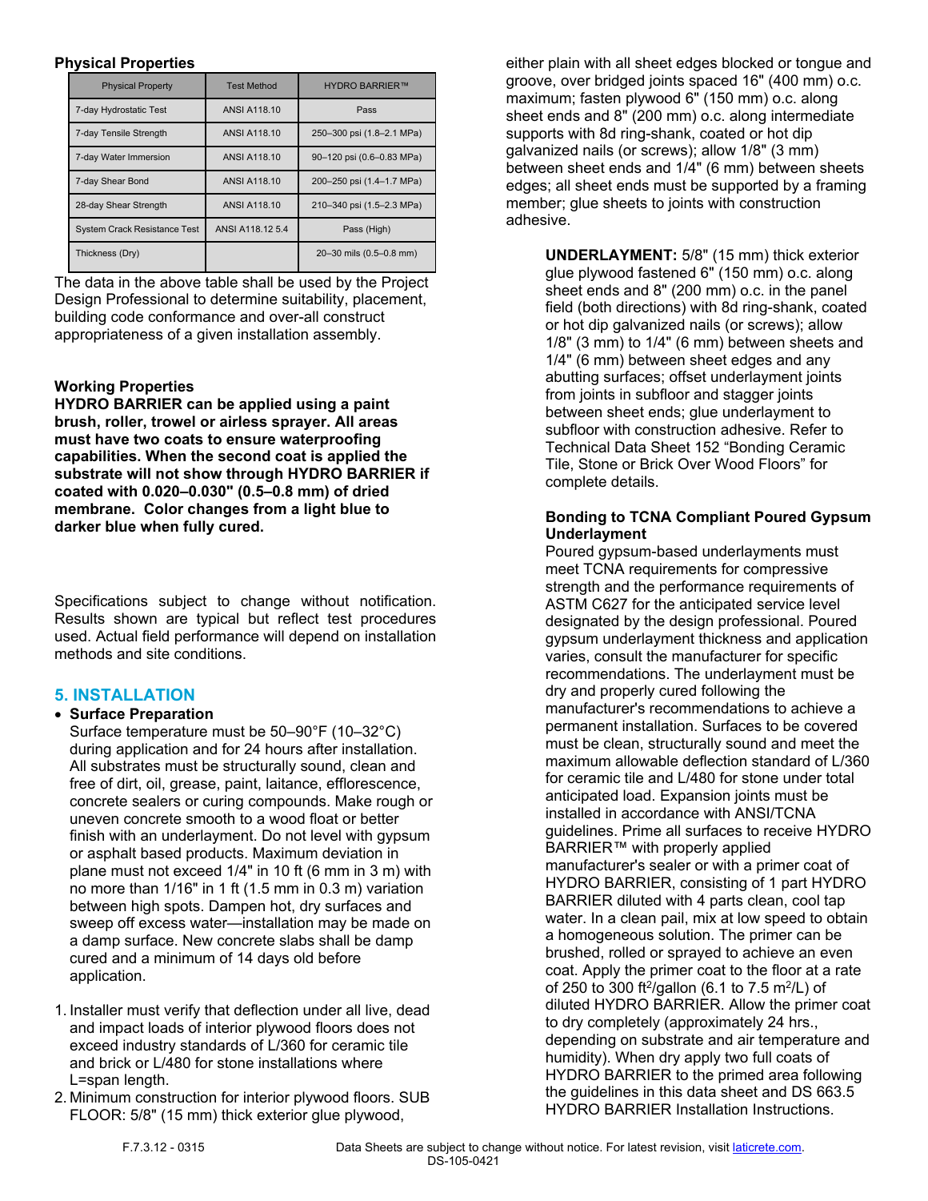### Physical Properties

| Physical Property | Test Method | HYDRO BARRIER™ |
|---|---|---|
| 7-day Hydrostatic Test | ANSI A118.10 | Pass |
| 7-day Tensile Strength | ANSI A118.10 | 250–300 psi (1.8–2.1 MPa) |
| 7-day Water Immersion | ANSI A118.10 | 90–120 psi (0.6–0.83 MPa) |
| 7-day Shear Bond | ANSI A118.10 | 200–250 psi (1.4–1.7 MPa) |
| 28-day Shear Strength | ANSI A118.10 | 210–340 psi (1.5–2.3 MPa) |
| System Crack Resistance Test | ANSI A118.12 5.4 | Pass (High) |
| Thickness (Dry) | | 20–30 mils (0.5–0.8 mm) |

The data in the above table shall be used by the Project Design Professional to determine suitability, placement, building code conformance and over-all construct appropriateness of a given installation assembly.

### Working Properties

**HYDRO BARRIER can be applied using a paint brush, roller, trowel or airless sprayer. All areas must have two coats to ensure waterproofing capabilities. When the second coat is applied the substrate will not show through HYDRO BARRIER if coated with 0.020–0.030" (0.5–0.8 mm) of dried membrane. Color changes from a light blue to darker blue when fully cured.**

Specifications subject to change without notification. Results shown are typical but reflect test procedures used. Actual field performance will depend on installation methods and site conditions.

## 5. INSTALLATION

- **Surface Preparation**

  Surface temperature must be 50–90°F (10–32°C) during application and for 24 hours after installation. All substrates must be structurally sound, clean and free of dirt, oil, grease, paint, laitance, efflorescence, concrete sealers or curing compounds. Make rough or uneven concrete smooth to a wood float or better finish with an underlayment. Do not level with gypsum or asphalt based products. Maximum deviation in plane must not exceed 1/4" in 10 ft (6 mm in 3 m) with no more than 1/16" in 1 ft (1.5 mm in 0.3 m) variation between high spots. Dampen hot, dry surfaces and sweep off excess water—installation may be made on a damp surface. New concrete slabs shall be damp cured and a minimum of 14 days old before application.

1. Installer must verify that deflection under all live, dead and impact loads of interior plywood floors does not exceed industry standards of L/360 for ceramic tile and brick or L/480 for stone installations where L=span length.
2. Minimum construction for interior plywood floors. SUB FLOOR: 5/8" (15 mm) thick exterior glue plywood, either plain with all sheet edges blocked or tongue and groove, over bridged joints spaced 16" (400 mm) o.c. maximum; fasten plywood 6" (150 mm) o.c. along sheet ends and 8" (200 mm) o.c. along intermediate supports with 8d ring-shank, coated or hot dip galvanized nails (or screws); allow 1/8" (3 mm) between sheet ends and 1/4" (6 mm) between sheets edges; all sheet ends must be supported by a framing member; glue sheets to joints with construction adhesive.

   **UNDERLAYMENT:** 5/8" (15 mm) thick exterior glue plywood fastened 6" (150 mm) o.c. along sheet ends and 8" (200 mm) o.c. in the panel field (both directions) with 8d ring-shank, coated or hot dip galvanized nails (or screws); allow 1/8" (3 mm) to 1/4" (6 mm) between sheets and 1/4" (6 mm) between sheet edges and any abutting surfaces; offset underlayment joints from joints in subfloor and stagger joints between sheet ends; glue underlayment to subfloor with construction adhesive. Refer to Technical Data Sheet 152 "Bonding Ceramic Tile, Stone or Brick Over Wood Floors" for complete details.

   **Bonding to TCNA Compliant Poured Gypsum Underlayment**

   Poured gypsum-based underlayments must meet TCNA requirements for compressive strength and the performance requirements of ASTM C627 for the anticipated service level designated by the design professional. Poured gypsum underlayment thickness and application varies, consult the manufacturer for specific recommendations. The underlayment must be dry and properly cured following the manufacturer's recommendations to achieve a permanent installation. Surfaces to be covered must be clean, structurally sound and meet the maximum allowable deflection standard of L/360 for ceramic tile and L/480 for stone under total anticipated load. Expansion joints must be installed in accordance with ANSI/TCNA guidelines. Prime all surfaces to receive HYDRO BARRIER™ with properly applied manufacturer's sealer or with a primer coat of HYDRO BARRIER, consisting of 1 part HYDRO BARRIER diluted with 4 parts clean, cool tap water. In a clean pail, mix at low speed to obtain a homogeneous solution. The primer can be brushed, rolled or sprayed to achieve an even coat. Apply the primer coat to the floor at a rate of 250 to 300 ft$^2$/gallon (6.1 to 7.5 m$^2$/L) of diluted HYDRO BARRIER. Allow the primer coat to dry completely (approximately 24 hrs., depending on substrate and air temperature and humidity). When dry apply two full coats of HYDRO BARRIER to the primed area following the guidelines in this data sheet and DS 663.5 HYDRO BARRIER Installation Instructions.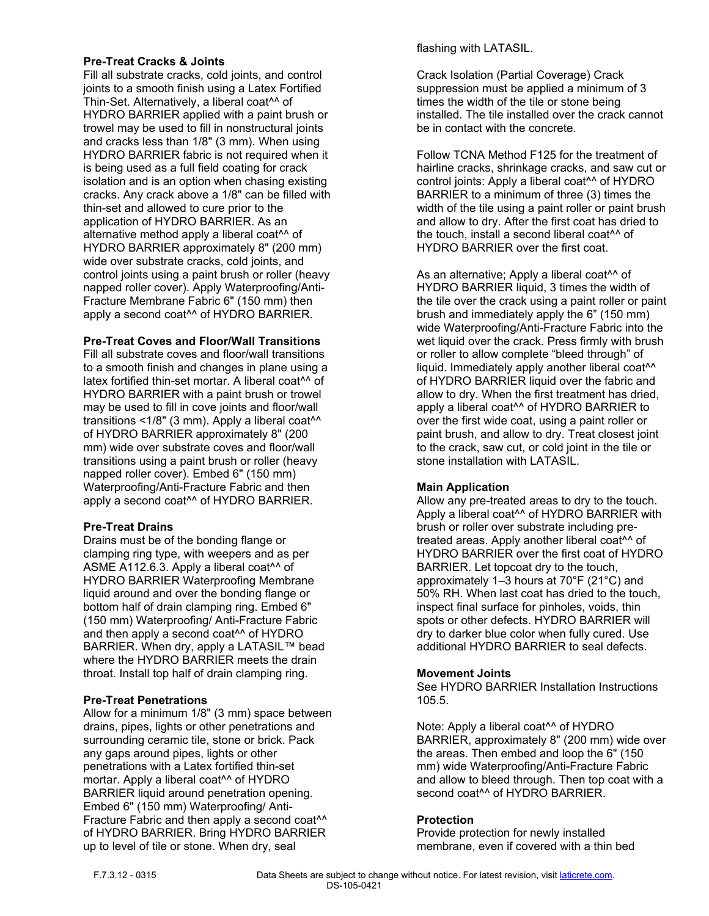**Pre-Treat Cracks & Joints**

Fill all substrate cracks, cold joints, and control joints to a smooth finish using a Latex Fortified Thin-Set. Alternatively, a liberal coat^^ of HYDRO BARRIER applied with a paint brush or trowel may be used to fill in nonstructural joints and cracks less than 1/8" (3 mm). When using HYDRO BARRIER fabric is not required when it is being used as a full field coating for crack isolation and is an option when chasing existing cracks. Any crack above a 1/8" can be filled with thin-set and allowed to cure prior to the application of HYDRO BARRIER. As an alternative method apply a liberal coat^^ of HYDRO BARRIER approximately 8" (200 mm) wide over substrate cracks, cold joints, and control joints using a paint brush or roller (heavy napped roller cover). Apply Waterproofing/Anti-Fracture Membrane Fabric 6" (150 mm) then apply a second coat^^ of HYDRO BARRIER.

**Pre-Treat Coves and Floor/Wall Transitions**

Fill all substrate coves and floor/wall transitions to a smooth finish and changes in plane using a latex fortified thin-set mortar. A liberal coat^^ of HYDRO BARRIER with a paint brush or trowel may be used to fill in cove joints and floor/wall transitions <1/8" (3 mm). Apply a liberal coat^^ of HYDRO BARRIER approximately 8" (200 mm) wide over substrate coves and floor/wall transitions using a paint brush or roller (heavy napped roller cover). Embed 6" (150 mm) Waterproofing/Anti-Fracture Fabric and then apply a second coat^^ of HYDRO BARRIER.

**Pre-Treat Drains**

Drains must be of the bonding flange or clamping ring type, with weepers and as per ASME A112.6.3. Apply a liberal coat^^ of HYDRO BARRIER Waterproofing Membrane liquid around and over the bonding flange or bottom half of drain clamping ring. Embed 6" (150 mm) Waterproofing/ Anti-Fracture Fabric and then apply a second coat^^ of HYDRO BARRIER. When dry, apply a LATASIL™ bead where the HYDRO BARRIER meets the drain throat. Install top half of drain clamping ring.

**Pre-Treat Penetrations**

Allow for a minimum 1/8" (3 mm) space between drains, pipes, lights or other penetrations and surrounding ceramic tile, stone or brick. Pack any gaps around pipes, lights or other penetrations with a Latex fortified thin-set mortar. Apply a liberal coat^^ of HYDRO BARRIER liquid around penetration opening. Embed 6" (150 mm) Waterproofing/ Anti-Fracture Fabric and then apply a second coat^^ of HYDRO BARRIER. Bring HYDRO BARRIER up to level of tile or stone. When dry, seal flashing with LATASIL.

Crack Isolation (Partial Coverage) Crack suppression must be applied a minimum of 3 times the width of the tile or stone being installed. The tile installed over the crack cannot be in contact with the concrete.

Follow TCNA Method F125 for the treatment of hairline cracks, shrinkage cracks, and saw cut or control joints: Apply a liberal coat^^ of HYDRO BARRIER to a minimum of three (3) times the width of the tile using a paint roller or paint brush and allow to dry. After the first coat has dried to the touch, install a second liberal coat^^ of HYDRO BARRIER over the first coat.

As an alternative; Apply a liberal coat^^ of HYDRO BARRIER liquid, 3 times the width of the tile over the crack using a paint roller or paint brush and immediately apply the 6" (150 mm) wide Waterproofing/Anti-Fracture Fabric into the wet liquid over the crack. Press firmly with brush or roller to allow complete "bleed through" of liquid. Immediately apply another liberal coat^^ of HYDRO BARRIER liquid over the fabric and allow to dry. When the first treatment has dried, apply a liberal coat^^ of HYDRO BARRIER to over the first wide coat, using a paint roller or paint brush, and allow to dry. Treat closest joint to the crack, saw cut, or cold joint in the tile or stone installation with LATASIL.

**Main Application**

Allow any pre-treated areas to dry to the touch. Apply a liberal coat^^ of HYDRO BARRIER with brush or roller over substrate including pre-treated areas. Apply another liberal coat^^ of HYDRO BARRIER over the first coat of HYDRO BARRIER. Let topcoat dry to the touch, approximately 1–3 hours at 70°F (21°C) and 50% RH. When last coat has dried to the touch, inspect final surface for pinholes, voids, thin spots or other defects. HYDRO BARRIER will dry to darker blue color when fully cured. Use additional HYDRO BARRIER to seal defects.

**Movement Joints**

See HYDRO BARRIER Installation Instructions 105.5.

Note: Apply a liberal coat^^ of HYDRO BARRIER, approximately 8" (200 mm) wide over the areas. Then embed and loop the 6" (150 mm) wide Waterproofing/Anti-Fracture Fabric and allow to bleed through. Then top coat with a second coat^^ of HYDRO BARRIER.

**Protection**

Provide protection for newly installed membrane, even if covered with a thin bed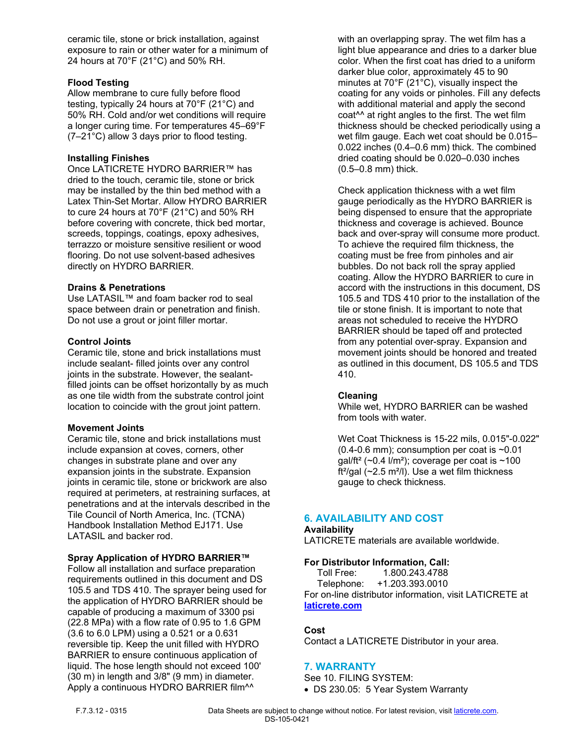ceramic tile, stone or brick installation, against exposure to rain or other water for a minimum of 24 hours at 70°F (21°C) and 50% RH.

**Flood Testing**
Allow membrane to cure fully before flood testing, typically 24 hours at 70°F (21°C) and 50% RH. Cold and/or wet conditions will require a longer curing time. For temperatures 45–69°F (7–21°C) allow 3 days prior to flood testing.

**Installing Finishes**
Once LATICRETE HYDRO BARRIER™ has dried to the touch, ceramic tile, stone or brick may be installed by the thin bed method with a Latex Thin-Set Mortar. Allow HYDRO BARRIER to cure 24 hours at 70°F (21°C) and 50% RH before covering with concrete, thick bed mortar, screeds, toppings, coatings, epoxy adhesives, terrazzo or moisture sensitive resilient or wood flooring. Do not use solvent-based adhesives directly on HYDRO BARRIER.

**Drains & Penetrations**
Use LATASIL™ and foam backer rod to seal space between drain or penetration and finish. Do not use a grout or joint filler mortar.

**Control Joints**
Ceramic tile, stone and brick installations must include sealant- filled joints over any control joints in the substrate. However, the sealant-filled joints can be offset horizontally by as much as one tile width from the substrate control joint location to coincide with the grout joint pattern.

**Movement Joints**
Ceramic tile, stone and brick installations must include expansion at coves, corners, other changes in substrate plane and over any expansion joints in the substrate. Expansion joints in ceramic tile, stone or brickwork are also required at perimeters, at restraining surfaces, at penetrations and at the intervals described in the Tile Council of North America, Inc. (TCNA) Handbook Installation Method EJ171. Use LATASIL and backer rod.

**Spray Application of HYDRO BARRIER™**
Follow all installation and surface preparation requirements outlined in this document and DS 105.5 and TDS 410. The sprayer being used for the application of HYDRO BARRIER should be capable of producing a maximum of 3300 psi (22.8 MPa) with a flow rate of 0.95 to 1.6 GPM (3.6 to 6.0 LPM) using a 0.521 or a 0.631 reversible tip. Keep the unit filled with HYDRO BARRIER to ensure continuous application of liquid. The hose length should not exceed 100' (30 m) in length and 3/8" (9 mm) in diameter. Apply a continuous HYDRO BARRIER film^^ with an overlapping spray. The wet film has a light blue appearance and dries to a darker blue color. When the first coat has dried to a uniform darker blue color, approximately 45 to 90 minutes at 70°F (21°C), visually inspect the coating for any voids or pinholes. Fill any defects with additional material and apply the second coat^^ at right angles to the first. The wet film thickness should be checked periodically using a wet film gauge. Each wet coat should be 0.015–0.022 inches (0.4–0.6 mm) thick. The combined dried coating should be 0.020–0.030 inches (0.5–0.8 mm) thick.

Check application thickness with a wet film gauge periodically as the HYDRO BARRIER is being dispensed to ensure that the appropriate thickness and coverage is achieved. Bounce back and over-spray will consume more product. To achieve the required film thickness, the coating must be free from pinholes and air bubbles. Do not back roll the spray applied coating. Allow the HYDRO BARRIER to cure in accord with the instructions in this document, DS 105.5 and TDS 410 prior to the installation of the tile or stone finish. It is important to note that areas not scheduled to receive the HYDRO BARRIER should be taped off and protected from any potential over-spray. Expansion and movement joints should be honored and treated as outlined in this document, DS 105.5 and TDS 410.

**Cleaning**
While wet, HYDRO BARRIER can be washed from tools with water.

Wet Coat Thickness is 15-22 mils, 0.015"-0.022" (0.4-0.6 mm); consumption per coat is ~0.01 gal/ft² (~0.4 l/m²); coverage per coat is ~100 ft²/gal (~2.5 m²/l). Use a wet film thickness gauge to check thickness.

## 6. AVAILABILITY AND COST

**Availability**
LATICRETE materials are available worldwide.

**For Distributor Information, Call:**
Toll Free: 1.800.243.4788
Telephone: +1.203.393.0010
For on-line distributor information, visit LATICRETE at **laticrete.com**

**Cost**
Contact a LATICRETE Distributor in your area.

## 7. WARRANTY

See 10. FILING SYSTEM:

- DS 230.05: 5 Year System Warranty

F.7.3.12 - 0315 Data Sheets are subject to change without notice. For latest revision, visit laticrete.com.
DS-105-0421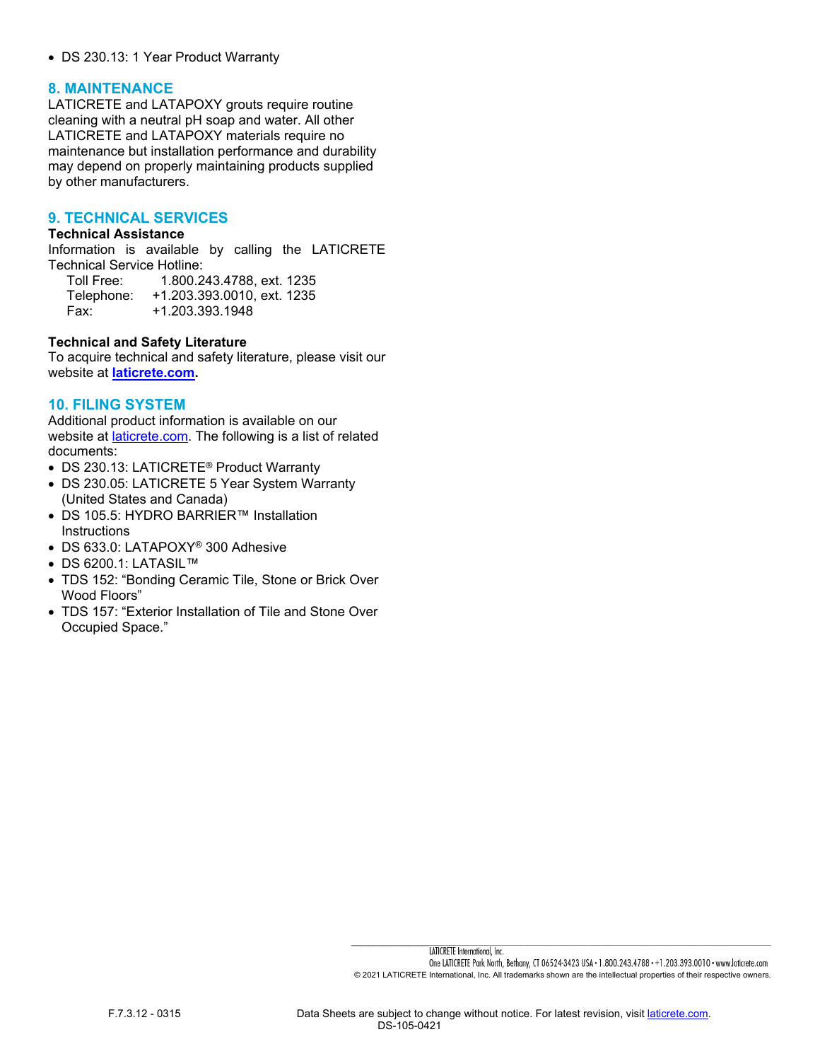- DS 230.13: 1 Year Product Warranty

## 8. MAINTENANCE

LATICRETE and LATAPOXY grouts require routine cleaning with a neutral pH soap and water. All other LATICRETE and LATAPOXY materials require no maintenance but installation performance and durability may depend on properly maintaining products supplied by other manufacturers.

## 9. TECHNICAL SERVICES

**Technical Assistance**

Information is available by calling the LATICRETE Technical Service Hotline:

Toll Free: 1.800.243.4788, ext. 1235
Telephone: +1.203.393.0010, ext. 1235
Fax: +1.203.393.1948

**Technical and Safety Literature**

To acquire technical and safety literature, please visit our website at **laticrete.com.**

## 10. FILING SYSTEM

Additional product information is available on our website at laticrete.com. The following is a list of related documents:

- DS 230.13: LATICRETE® Product Warranty
- DS 230.05: LATICRETE 5 Year System Warranty (United States and Canada)
- DS 105.5: HYDRO BARRIER™ Installation Instructions
- DS 633.0: LATAPOXY® 300 Adhesive
- DS 6200.1: LATASIL™
- TDS 152: "Bonding Ceramic Tile, Stone or Brick Over Wood Floors"
- TDS 157: "Exterior Installation of Tile and Stone Over Occupied Space."

LATICRETE International, Inc.
One LATICRETE Park North, Bethany, CT 06524-3423 USA • 1.800.243.4788 • +1.203.393.0010 • www.laticrete.com
© 2021 LATICRETE International, Inc. All trademarks shown are the intellectual properties of their respective owners.

F.7.3.12 - 0315

Data Sheets are subject to change without notice. For latest revision, visit laticrete.com.
DS-105-0421